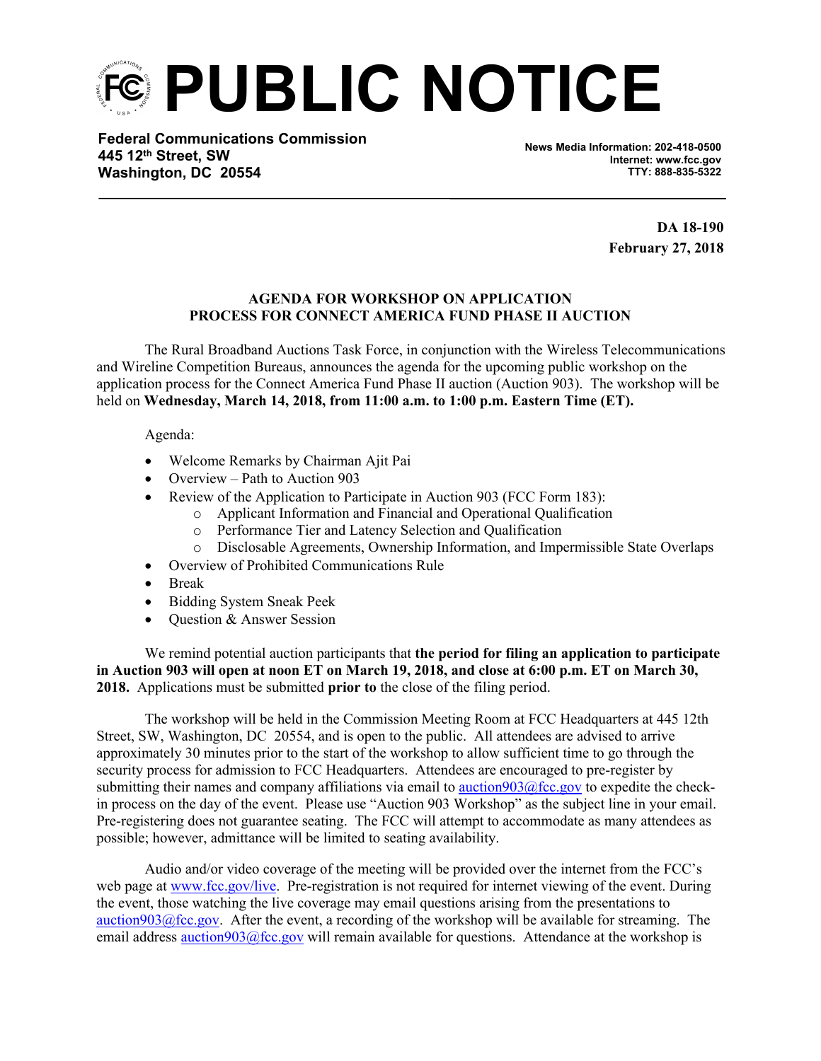# PUBLIC NOTICE

**Federal Communications Commission**
**445 12th Street, SW**
**Washington, DC 20554**

**News Media Information: 202-418-0500**
**Internet: www.fcc.gov**
**TTY: 888-835-5322**

**DA 18-190**
**February 27, 2018**

## AGENDA FOR WORKSHOP ON APPLICATION PROCESS FOR CONNECT AMERICA FUND PHASE II AUCTION

The Rural Broadband Auctions Task Force, in conjunction with the Wireless Telecommunications and Wireline Competition Bureaus, announces the agenda for the upcoming public workshop on the application process for the Connect America Fund Phase II auction (Auction 903). The workshop will be held on **Wednesday, March 14, 2018, from 11:00 a.m. to 1:00 p.m. Eastern Time (ET).**

Agenda:

- Welcome Remarks by Chairman Ajit Pai
- Overview – Path to Auction 903
- Review of the Application to Participate in Auction 903 (FCC Form 183):
  - Applicant Information and Financial and Operational Qualification
  - Performance Tier and Latency Selection and Qualification
  - Disclosable Agreements, Ownership Information, and Impermissible State Overlaps
- Overview of Prohibited Communications Rule
- Break
- Bidding System Sneak Peek
- Question & Answer Session

We remind potential auction participants that **the period for filing an application to participate in Auction 903 will open at noon ET on March 19, 2018, and close at 6:00 p.m. ET on March 30, 2018.** Applications must be submitted **prior to** the close of the filing period.

The workshop will be held in the Commission Meeting Room at FCC Headquarters at 445 12th Street, SW, Washington, DC 20554, and is open to the public. All attendees are advised to arrive approximately 30 minutes prior to the start of the workshop to allow sufficient time to go through the security process for admission to FCC Headquarters. Attendees are encouraged to pre-register by submitting their names and company affiliations via email to auction903@fcc.gov to expedite the check-in process on the day of the event. Please use "Auction 903 Workshop" as the subject line in your email. Pre-registering does not guarantee seating. The FCC will attempt to accommodate as many attendees as possible; however, admittance will be limited to seating availability.

Audio and/or video coverage of the meeting will be provided over the internet from the FCC's web page at www.fcc.gov/live. Pre-registration is not required for internet viewing of the event. During the event, those watching the live coverage may email questions arising from the presentations to auction903@fcc.gov. After the event, a recording of the workshop will be available for streaming. The email address auction903@fcc.gov will remain available for questions. Attendance at the workshop is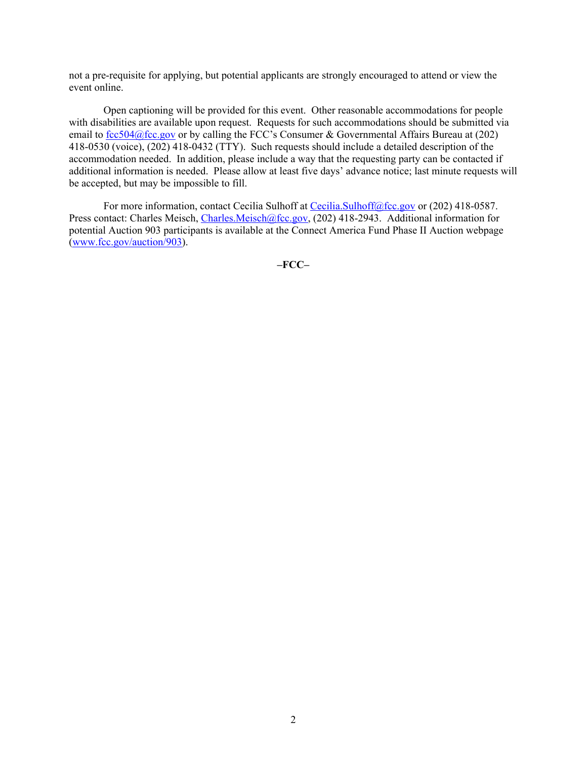not a pre-requisite for applying, but potential applicants are strongly encouraged to attend or view the event online.

Open captioning will be provided for this event. Other reasonable accommodations for people with disabilities are available upon request. Requests for such accommodations should be submitted via email to fcc504@fcc.gov or by calling the FCC's Consumer & Governmental Affairs Bureau at (202) 418-0530 (voice), (202) 418-0432 (TTY). Such requests should include a detailed description of the accommodation needed. In addition, please include a way that the requesting party can be contacted if additional information is needed. Please allow at least five days' advance notice; last minute requests will be accepted, but may be impossible to fill.

For more information, contact Cecilia Sulhoff at Cecilia.Sulhoff@fcc.gov or (202) 418-0587. Press contact: Charles Meisch, Charles.Meisch@fcc.gov, (202) 418-2943. Additional information for potential Auction 903 participants is available at the Connect America Fund Phase II Auction webpage (www.fcc.gov/auction/903).

**–FCC–**